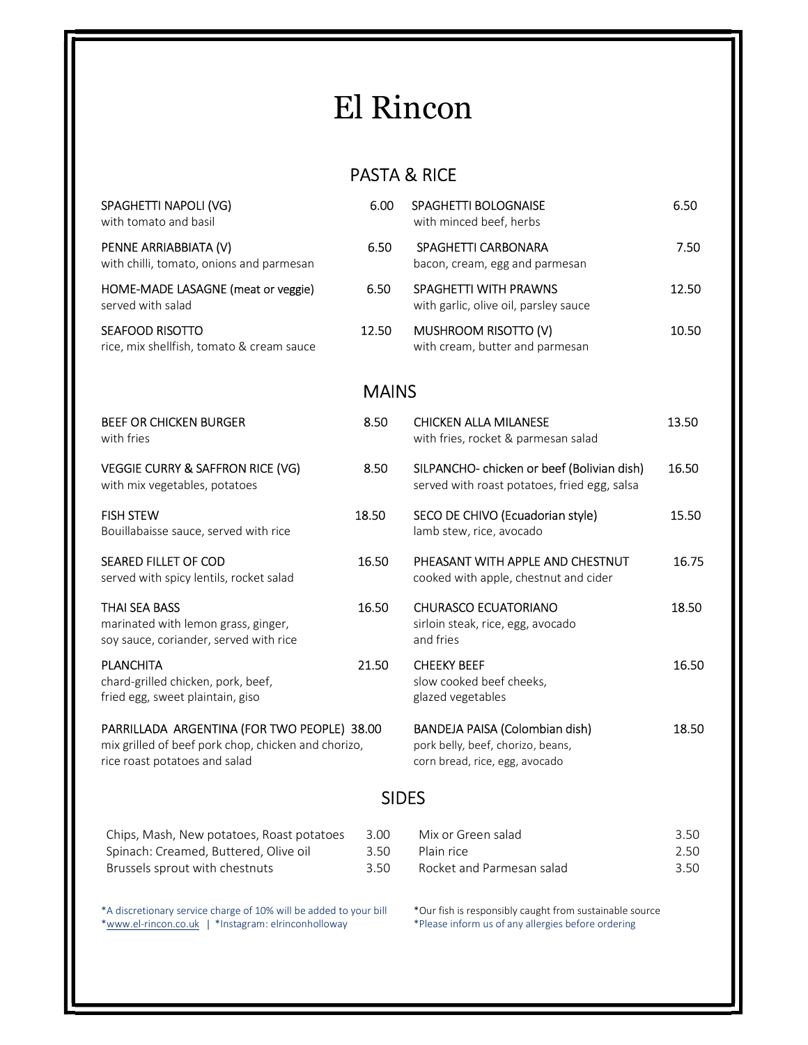# El Rincon

## PASTA & RICE

**SPAGHETTI NAPOLI (VG)** 6.00
with tomato and basil

**PENNE ARRIABBIATA (V)** 6.50
with chilli, tomato, onions and parmesan

**HOME-MADE LASAGNE (meat or veggie)** 6.50
served with salad

**SEAFOOD RISOTTO** 12.50
rice, mix shellfish, tomato & cream sauce

**SPAGHETTI BOLOGNAISE** 6.50
with minced beef, herbs

**SPAGHETTI CARBONARA** 7.50
bacon, cream, egg and parmesan

**SPAGHETTI WITH PRAWNS** 12.50
with garlic, olive oil, parsley sauce

**MUSHROOM RISOTTO (V)** 10.50
with cream, butter and parmesan

## MAINS

**BEEF OR CHICKEN BURGER** 8.50
with fries

**VEGGIE CURRY & SAFFRON RICE (VG)** 8.50
with mix vegetables, potatoes

**FISH STEW** 18.50
Bouillabaisse sauce, served with rice

**SEARED FILLET OF COD** 16.50
served with spicy lentils, rocket salad

**THAI SEA BASS** 16.50
marinated with lemon grass, ginger, soy sauce, coriander, served with rice

**PLANCHITA** 21.50
chard-grilled chicken, pork, beef, fried egg, sweet plaintain, giso

**PARRILLADA ARGENTINA (FOR TWO PEOPLE)** 38.00
mix grilled of beef pork chop, chicken and chorizo, rice roast potatoes and salad

**CHICKEN ALLA MILANESE** 13.50
with fries, rocket & parmesan salad

**SILPANCHO- chicken or beef (Bolivian dish)** 16.50
served with roast potatoes, fried egg, salsa

**SECO DE CHIVO (Ecuadorian style)** 15.50
lamb stew, rice, avocado

**PHEASANT WITH APPLE AND CHESTNUT** 16.75
cooked with apple, chestnut and cider

**CHURASCO ECUATORIANO** 18.50
sirloin steak, rice, egg, avocado and fries

**CHEEKY BEEF** 16.50
slow cooked beef cheeks, glazed vegetables

**BANDEJA PAISA (Colombian dish)** 18.50
pork belly, beef, chorizo, beans, corn bread, rice, egg, avocado

## SIDES

| Item | Price |
|---|---|
| Chips, Mash, New potatoes, Roast potatoes | 3.00 |
| Spinach: Creamed, Buttered, Olive oil | 3.50 |
| Brussels sprout with chestnuts | 3.50 |
| Mix or Green salad | 3.50 |
| Plain rice | 2.50 |
| Rocket and Parmesan salad | 3.50 |

*A discretionary service charge of 10% will be added to your bill
*www.el-rincon.co.uk | *Instagram: elrinconholloway

*Our fish is responsibly caught from sustainable source
*Please inform us of any allergies before ordering